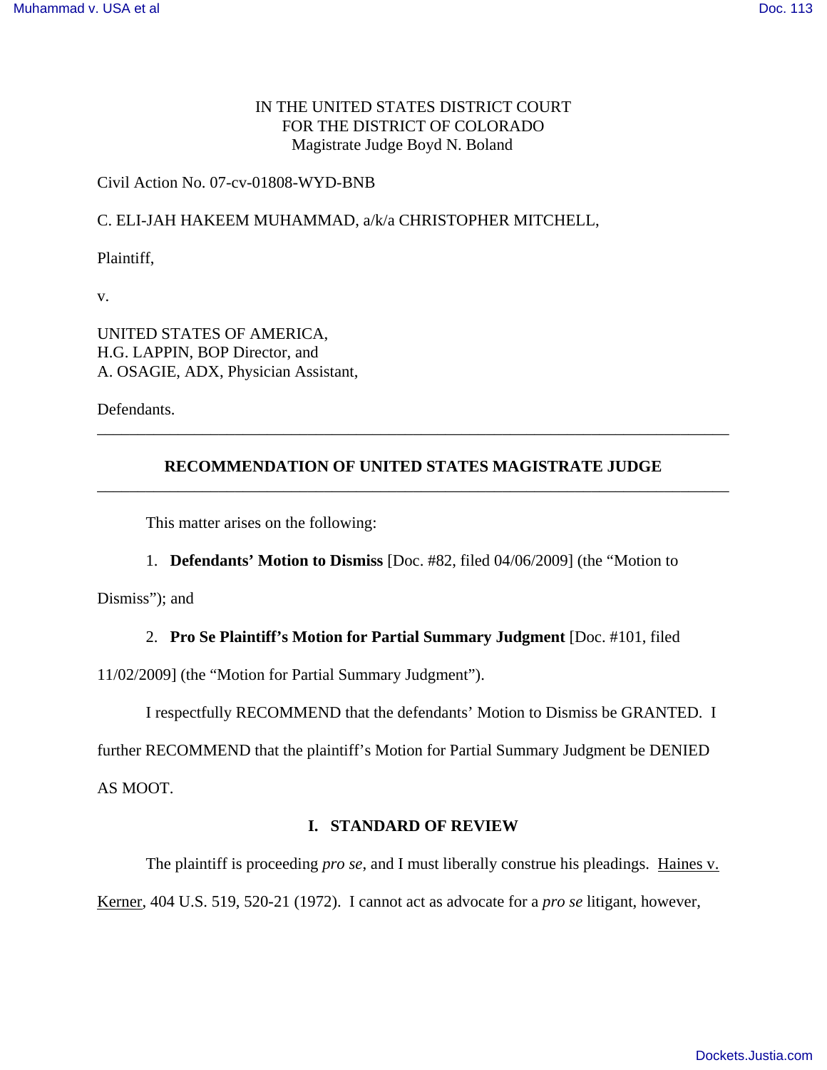IN THE UNITED STATES DISTRICT COURT
FOR THE DISTRICT OF COLORADO
Magistrate Judge Boyd N. Boland

Civil Action No. 07-cv-01808-WYD-BNB

C. ELI-JAH HAKEEM MUHAMMAD, a/k/a CHRISTOPHER MITCHELL,

Plaintiff,

v.

UNITED STATES OF AMERICA,
H.G. LAPPIN, BOP Director, and
A. OSAGIE, ADX, Physician Assistant,

Defendants.

---

## RECOMMENDATION OF UNITED STATES MAGISTRATE JUDGE

---

This matter arises on the following:

1. **Defendants' Motion to Dismiss** [Doc. #82, filed 04/06/2009] (the "Motion to Dismiss"); and

2. **Pro Se Plaintiff's Motion for Partial Summary Judgment** [Doc. #101, filed 11/02/2009] (the "Motion for Partial Summary Judgment").

I respectfully RECOMMEND that the defendants' Motion to Dismiss be GRANTED. I further RECOMMEND that the plaintiff's Motion for Partial Summary Judgment be DENIED AS MOOT.

## I. STANDARD OF REVIEW

The plaintiff is proceeding *pro se*, and I must liberally construe his pleadings. Haines v. Kerner, 404 U.S. 519, 520-21 (1972). I cannot act as advocate for a *pro se* litigant, however,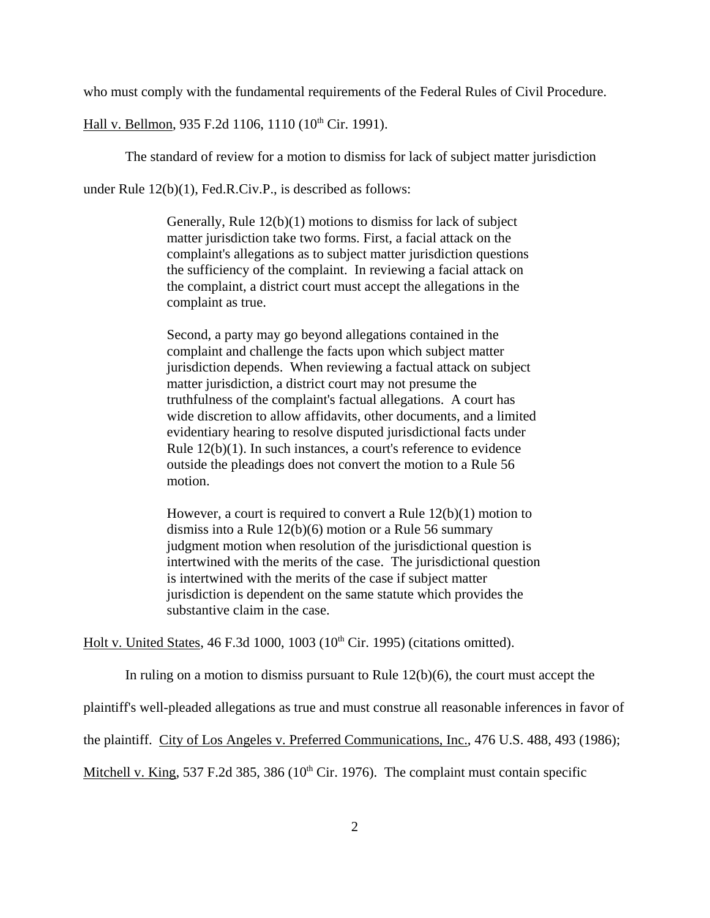who must comply with the fundamental requirements of the Federal Rules of Civil Procedure. Hall v. Bellmon, 935 F.2d 1106, 1110 (10th Cir. 1991).

The standard of review for a motion to dismiss for lack of subject matter jurisdiction under Rule 12(b)(1), Fed.R.Civ.P., is described as follows:

> Generally, Rule 12(b)(1) motions to dismiss for lack of subject matter jurisdiction take two forms. First, a facial attack on the complaint's allegations as to subject matter jurisdiction questions the sufficiency of the complaint. In reviewing a facial attack on the complaint, a district court must accept the allegations in the complaint as true.
>
> Second, a party may go beyond allegations contained in the complaint and challenge the facts upon which subject matter jurisdiction depends. When reviewing a factual attack on subject matter jurisdiction, a district court may not presume the truthfulness of the complaint's factual allegations. A court has wide discretion to allow affidavits, other documents, and a limited evidentiary hearing to resolve disputed jurisdictional facts under Rule 12(b)(1). In such instances, a court's reference to evidence outside the pleadings does not convert the motion to a Rule 56 motion.
>
> However, a court is required to convert a Rule 12(b)(1) motion to dismiss into a Rule 12(b)(6) motion or a Rule 56 summary judgment motion when resolution of the jurisdictional question is intertwined with the merits of the case. The jurisdictional question is intertwined with the merits of the case if subject matter jurisdiction is dependent on the same statute which provides the substantive claim in the case.

Holt v. United States, 46 F.3d 1000, 1003 (10th Cir. 1995) (citations omitted).

In ruling on a motion to dismiss pursuant to Rule 12(b)(6), the court must accept the plaintiff's well-pleaded allegations as true and must construe all reasonable inferences in favor of the plaintiff. City of Los Angeles v. Preferred Communications, Inc., 476 U.S. 488, 493 (1986); Mitchell v. King, 537 F.2d 385, 386 (10th Cir. 1976). The complaint must contain specific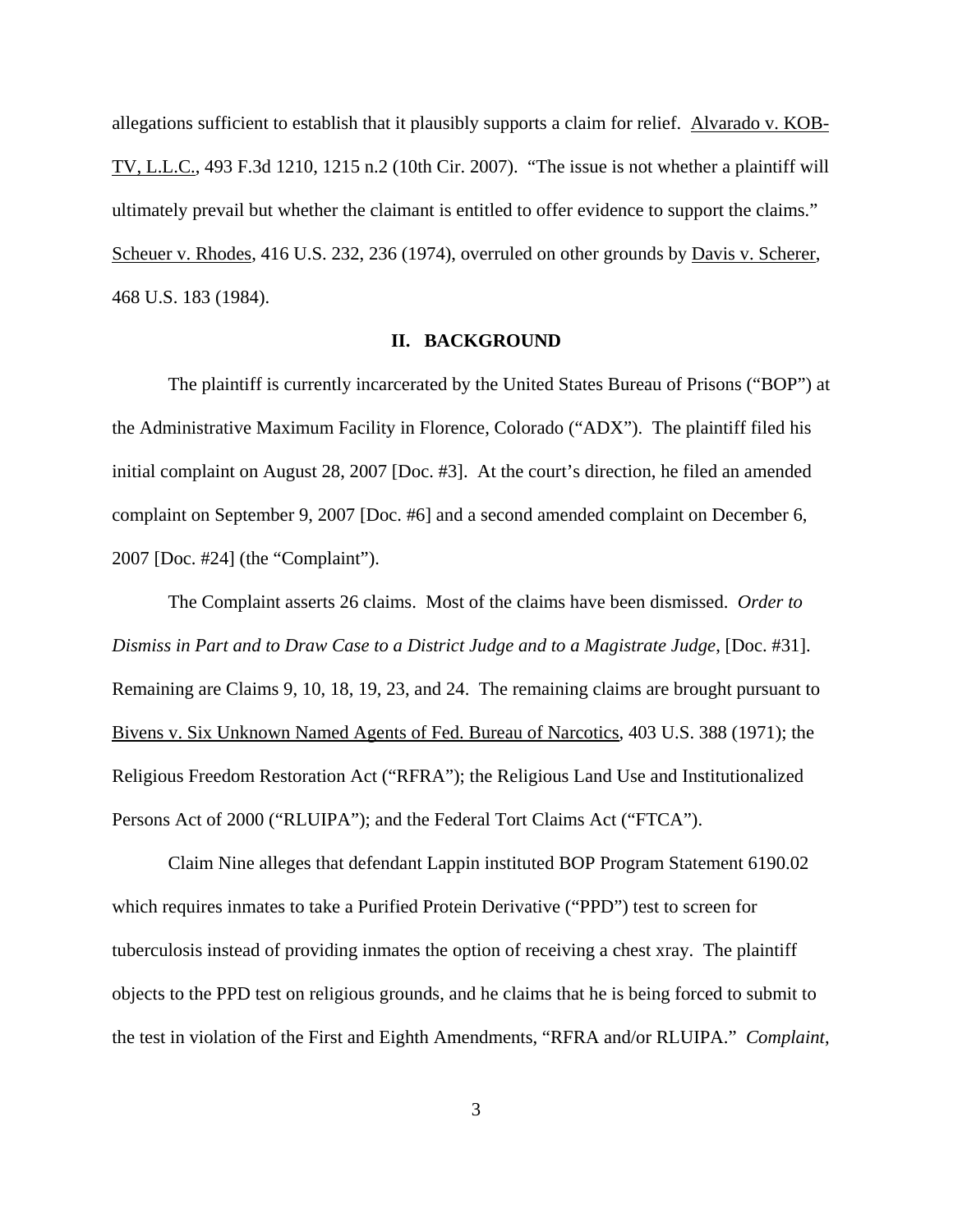allegations sufficient to establish that it plausibly supports a claim for relief. Alvarado v. KOB-TV, L.L.C., 493 F.3d 1210, 1215 n.2 (10th Cir. 2007). "The issue is not whether a plaintiff will ultimately prevail but whether the claimant is entitled to offer evidence to support the claims." Scheuer v. Rhodes, 416 U.S. 232, 236 (1974), overruled on other grounds by Davis v. Scherer, 468 U.S. 183 (1984).

## II. BACKGROUND

The plaintiff is currently incarcerated by the United States Bureau of Prisons ("BOP") at the Administrative Maximum Facility in Florence, Colorado ("ADX"). The plaintiff filed his initial complaint on August 28, 2007 [Doc. #3]. At the court's direction, he filed an amended complaint on September 9, 2007 [Doc. #6] and a second amended complaint on December 6, 2007 [Doc. #24] (the "Complaint").

The Complaint asserts 26 claims. Most of the claims have been dismissed. *Order to Dismiss in Part and to Draw Case to a District Judge and to a Magistrate Judge*, [Doc. #31]. Remaining are Claims 9, 10, 18, 19, 23, and 24. The remaining claims are brought pursuant to Bivens v. Six Unknown Named Agents of Fed. Bureau of Narcotics, 403 U.S. 388 (1971); the Religious Freedom Restoration Act ("RFRA"); the Religious Land Use and Institutionalized Persons Act of 2000 ("RLUIPA"); and the Federal Tort Claims Act ("FTCA").

Claim Nine alleges that defendant Lappin instituted BOP Program Statement 6190.02 which requires inmates to take a Purified Protein Derivative ("PPD") test to screen for tuberculosis instead of providing inmates the option of receiving a chest xray. The plaintiff objects to the PPD test on religious grounds, and he claims that he is being forced to submit to the test in violation of the First and Eighth Amendments, "RFRA and/or RLUIPA." *Complaint*,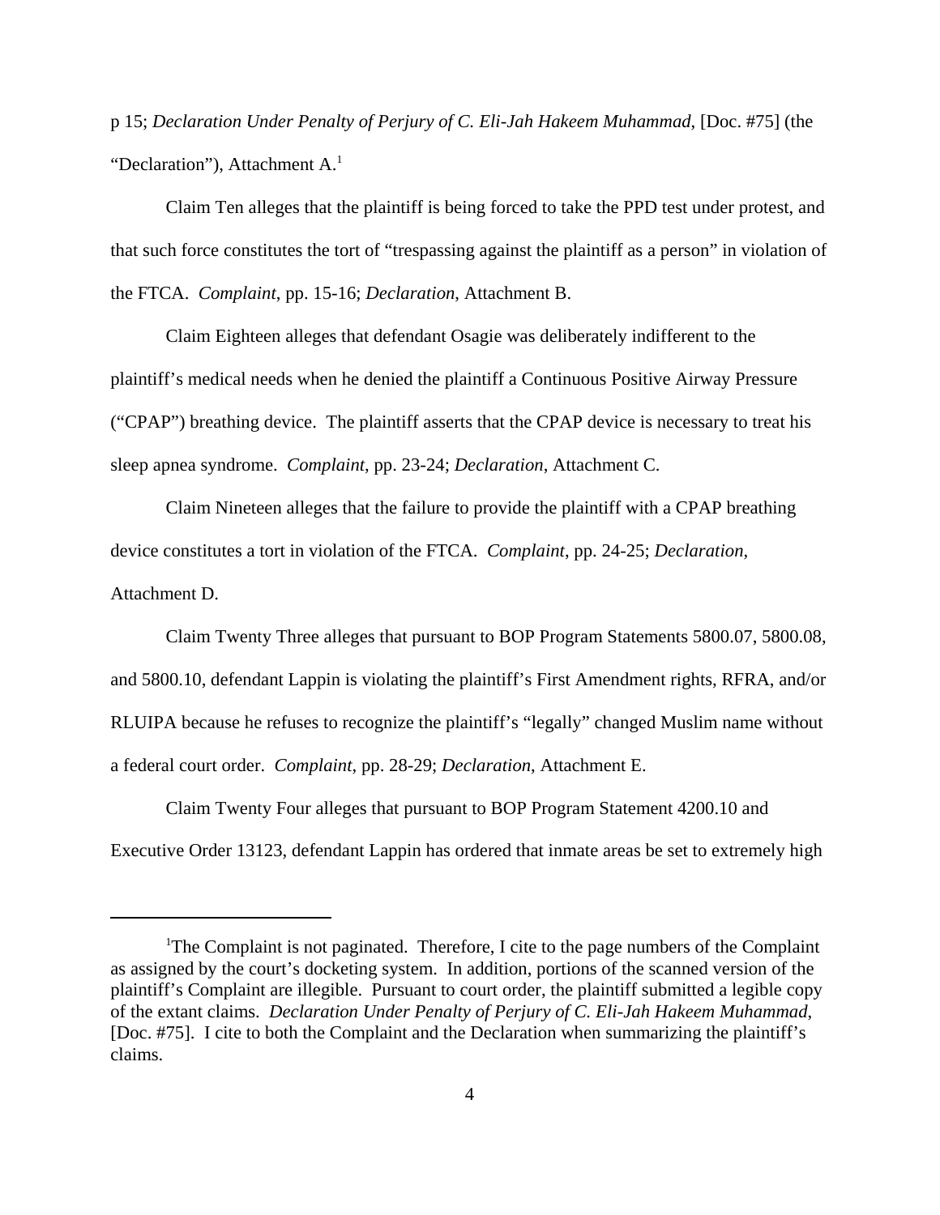p 15; *Declaration Under Penalty of Perjury of C. Eli-Jah Hakeem Muhammad*, [Doc. #75] (the "Declaration"), Attachment A.[1]

Claim Ten alleges that the plaintiff is being forced to take the PPD test under protest, and that such force constitutes the tort of "trespassing against the plaintiff as a person" in violation of the FTCA. *Complaint*, pp. 15-16; *Declaration*, Attachment B.

Claim Eighteen alleges that defendant Osagie was deliberately indifferent to the plaintiff's medical needs when he denied the plaintiff a Continuous Positive Airway Pressure ("CPAP") breathing device. The plaintiff asserts that the CPAP device is necessary to treat his sleep apnea syndrome. *Complaint*, pp. 23-24; *Declaration*, Attachment C.

Claim Nineteen alleges that the failure to provide the plaintiff with a CPAP breathing device constitutes a tort in violation of the FTCA. *Complaint*, pp. 24-25; *Declaration*, Attachment D.

Claim Twenty Three alleges that pursuant to BOP Program Statements 5800.07, 5800.08, and 5800.10, defendant Lappin is violating the plaintiff's First Amendment rights, RFRA, and/or RLUIPA because he refuses to recognize the plaintiff's "legally" changed Muslim name without a federal court order. *Complaint*, pp. 28-29; *Declaration*, Attachment E.

Claim Twenty Four alleges that pursuant to BOP Program Statement 4200.10 and Executive Order 13123, defendant Lappin has ordered that inmate areas be set to extremely high

---

[1] The Complaint is not paginated. Therefore, I cite to the page numbers of the Complaint as assigned by the court's docketing system. In addition, portions of the scanned version of the plaintiff's Complaint are illegible. Pursuant to court order, the plaintiff submitted a legible copy of the extant claims. *Declaration Under Penalty of Perjury of C. Eli-Jah Hakeem Muhammad*, [Doc. #75]. I cite to both the Complaint and the Declaration when summarizing the plaintiff's claims.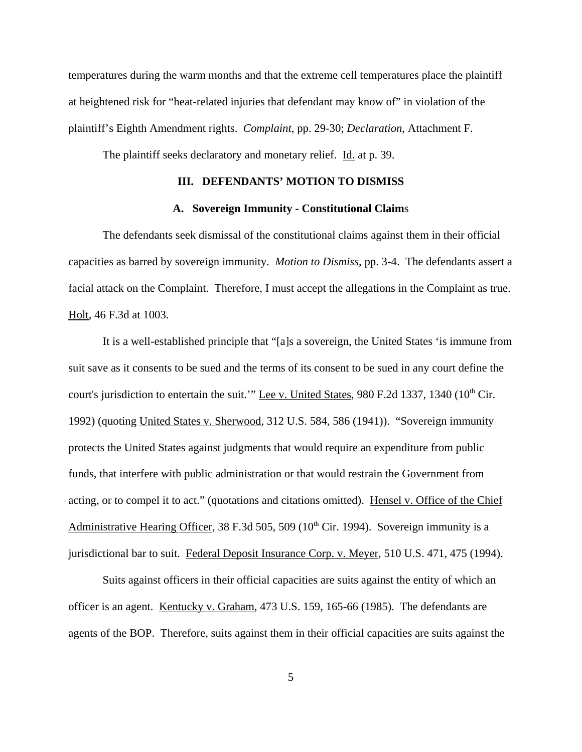temperatures during the warm months and that the extreme cell temperatures place the plaintiff at heightened risk for "heat-related injuries that defendant may know of" in violation of the plaintiff's Eighth Amendment rights. *Complaint*, pp. 29-30; *Declaration*, Attachment F.

The plaintiff seeks declaratory and monetary relief. Id. at p. 39.

### III. DEFENDANTS' MOTION TO DISMISS

#### A. Sovereign Immunity - Constitutional Claims

The defendants seek dismissal of the constitutional claims against them in their official capacities as barred by sovereign immunity. *Motion to Dismiss*, pp. 3-4. The defendants assert a facial attack on the Complaint. Therefore, I must accept the allegations in the Complaint as true. Holt, 46 F.3d at 1003.

It is a well-established principle that "[a]s a sovereign, the United States 'is immune from suit save as it consents to be sued and the terms of its consent to be sued in any court define the court's jurisdiction to entertain the suit.'" Lee v. United States, 980 F.2d 1337, 1340 (10th Cir. 1992) (quoting United States v. Sherwood, 312 U.S. 584, 586 (1941)). "Sovereign immunity protects the United States against judgments that would require an expenditure from public funds, that interfere with public administration or that would restrain the Government from acting, or to compel it to act." (quotations and citations omitted). Hensel v. Office of the Chief Administrative Hearing Officer, 38 F.3d 505, 509 (10th Cir. 1994). Sovereign immunity is a jurisdictional bar to suit. Federal Deposit Insurance Corp. v. Meyer, 510 U.S. 471, 475 (1994).

Suits against officers in their official capacities are suits against the entity of which an officer is an agent. Kentucky v. Graham, 473 U.S. 159, 165-66 (1985). The defendants are agents of the BOP. Therefore, suits against them in their official capacities are suits against the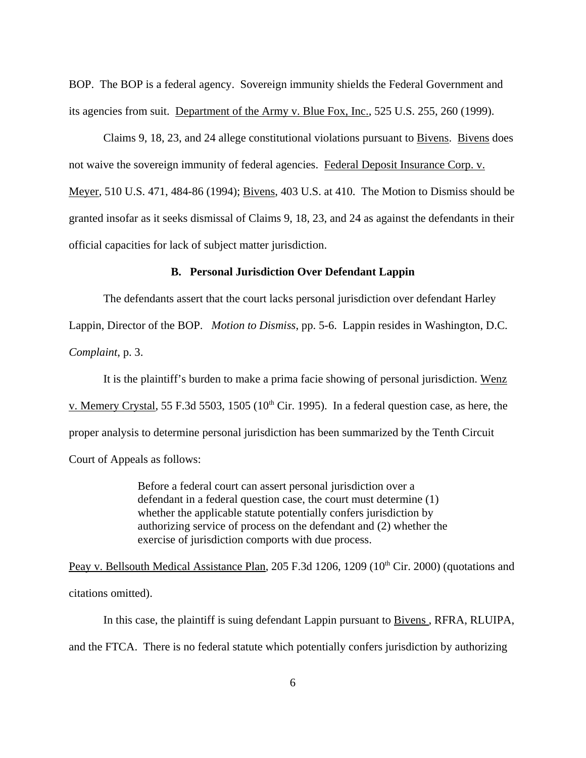BOP. The BOP is a federal agency. Sovereign immunity shields the Federal Government and its agencies from suit. Department of the Army v. Blue Fox, Inc., 525 U.S. 255, 260 (1999).

Claims 9, 18, 23, and 24 allege constitutional violations pursuant to Bivens. Bivens does not waive the sovereign immunity of federal agencies. Federal Deposit Insurance Corp. v. Meyer, 510 U.S. 471, 484-86 (1994); Bivens, 403 U.S. at 410. The Motion to Dismiss should be granted insofar as it seeks dismissal of Claims 9, 18, 23, and 24 as against the defendants in their official capacities for lack of subject matter jurisdiction.

### B. Personal Jurisdiction Over Defendant Lappin

The defendants assert that the court lacks personal jurisdiction over defendant Harley Lappin, Director of the BOP. *Motion to Dismiss*, pp. 5-6. Lappin resides in Washington, D.C. *Complaint*, p. 3.

It is the plaintiff's burden to make a prima facie showing of personal jurisdiction. Wenz v. Memery Crystal, 55 F.3d 5503, 1505 (10th Cir. 1995). In a federal question case, as here, the proper analysis to determine personal jurisdiction has been summarized by the Tenth Circuit Court of Appeals as follows:

> Before a federal court can assert personal jurisdiction over a defendant in a federal question case, the court must determine (1) whether the applicable statute potentially confers jurisdiction by authorizing service of process on the defendant and (2) whether the exercise of jurisdiction comports with due process.

Peay v. Bellsouth Medical Assistance Plan, 205 F.3d 1206, 1209 (10th Cir. 2000) (quotations and citations omitted).

In this case, the plaintiff is suing defendant Lappin pursuant to Bivens , RFRA, RLUIPA, and the FTCA. There is no federal statute which potentially confers jurisdiction by authorizing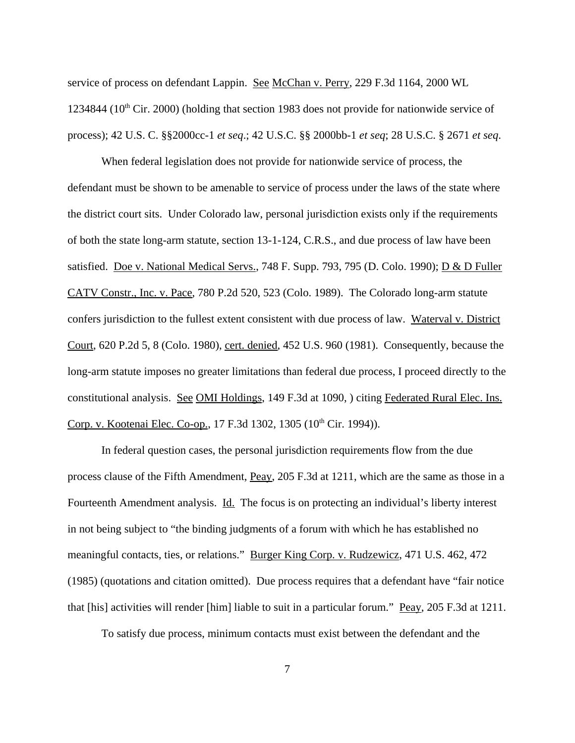service of process on defendant Lappin. See McChan v. Perry, 229 F.3d 1164, 2000 WL 1234844 (10th Cir. 2000) (holding that section 1983 does not provide for nationwide service of process); 42 U.S. C. §§2000cc-1 *et seq*.; 42 U.S.C. §§ 2000bb-1 *et seq*; 28 U.S.C. § 2671 *et seq*.

When federal legislation does not provide for nationwide service of process, the defendant must be shown to be amenable to service of process under the laws of the state where the district court sits. Under Colorado law, personal jurisdiction exists only if the requirements of both the state long-arm statute, section 13-1-124, C.R.S., and due process of law have been satisfied. Doe v. National Medical Servs., 748 F. Supp. 793, 795 (D. Colo. 1990); D & D Fuller CATV Constr., Inc. v. Pace, 780 P.2d 520, 523 (Colo. 1989). The Colorado long-arm statute confers jurisdiction to the fullest extent consistent with due process of law. Waterval v. District Court, 620 P.2d 5, 8 (Colo. 1980), cert. denied, 452 U.S. 960 (1981). Consequently, because the long-arm statute imposes no greater limitations than federal due process, I proceed directly to the constitutional analysis. See OMI Holdings, 149 F.3d at 1090, ) citing Federated Rural Elec. Ins. Corp. v. Kootenai Elec. Co-op., 17 F.3d 1302, 1305 (10th Cir. 1994)).

In federal question cases, the personal jurisdiction requirements flow from the due process clause of the Fifth Amendment, Peay, 205 F.3d at 1211, which are the same as those in a Fourteenth Amendment analysis. Id. The focus is on protecting an individual's liberty interest in not being subject to "the binding judgments of a forum with which he has established no meaningful contacts, ties, or relations." Burger King Corp. v. Rudzewicz, 471 U.S. 462, 472 (1985) (quotations and citation omitted). Due process requires that a defendant have "fair notice that [his] activities will render [him] liable to suit in a particular forum." Peay, 205 F.3d at 1211.

To satisfy due process, minimum contacts must exist between the defendant and the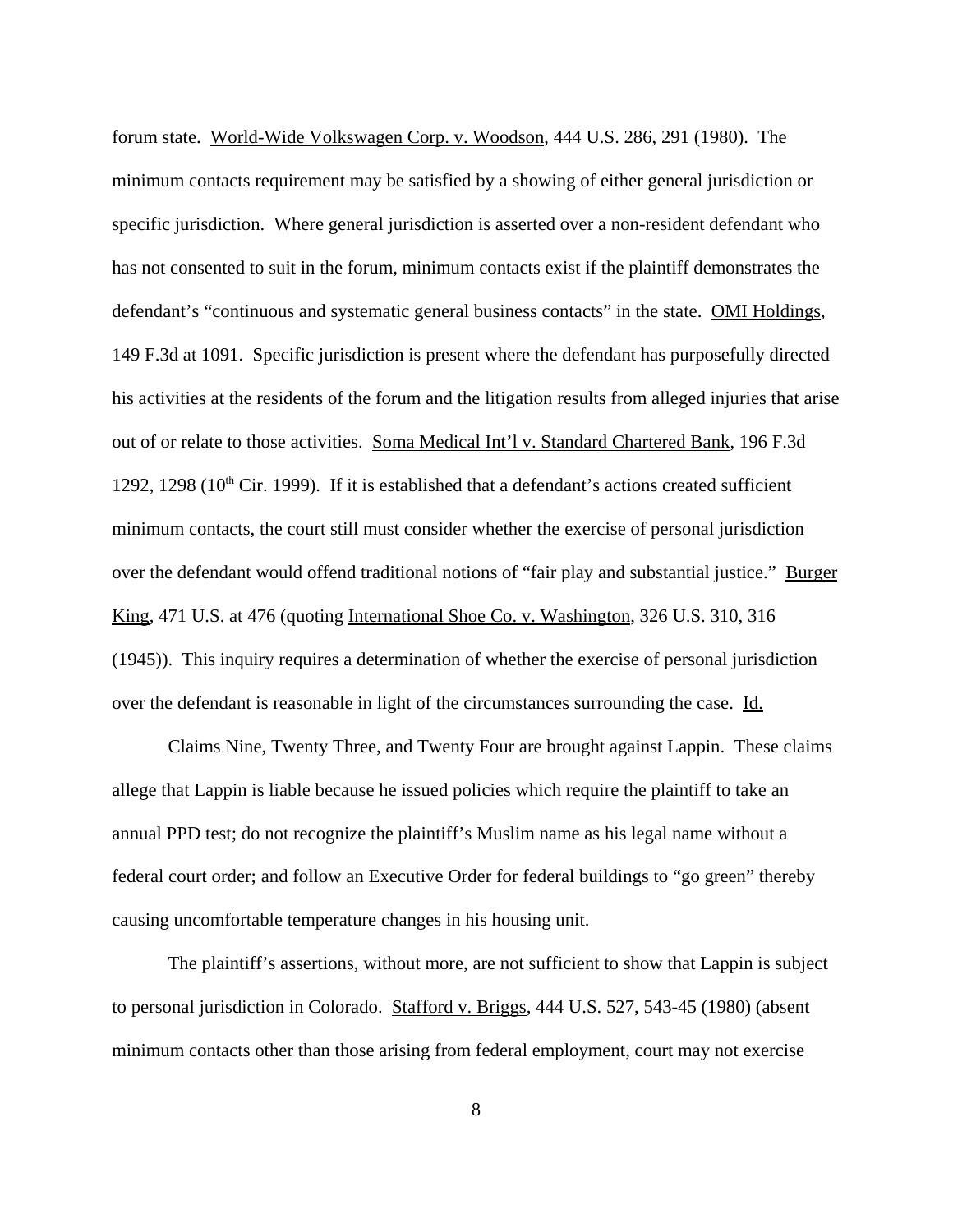forum state. World-Wide Volkswagen Corp. v. Woodson, 444 U.S. 286, 291 (1980). The minimum contacts requirement may be satisfied by a showing of either general jurisdiction or specific jurisdiction. Where general jurisdiction is asserted over a non-resident defendant who has not consented to suit in the forum, minimum contacts exist if the plaintiff demonstrates the defendant's "continuous and systematic general business contacts" in the state. OMI Holdings, 149 F.3d at 1091. Specific jurisdiction is present where the defendant has purposefully directed his activities at the residents of the forum and the litigation results from alleged injuries that arise out of or relate to those activities. Soma Medical Int'l v. Standard Chartered Bank, 196 F.3d 1292, 1298 (10th Cir. 1999). If it is established that a defendant's actions created sufficient minimum contacts, the court still must consider whether the exercise of personal jurisdiction over the defendant would offend traditional notions of "fair play and substantial justice." Burger King, 471 U.S. at 476 (quoting International Shoe Co. v. Washington, 326 U.S. 310, 316 (1945)). This inquiry requires a determination of whether the exercise of personal jurisdiction over the defendant is reasonable in light of the circumstances surrounding the case. Id.

Claims Nine, Twenty Three, and Twenty Four are brought against Lappin. These claims allege that Lappin is liable because he issued policies which require the plaintiff to take an annual PPD test; do not recognize the plaintiff's Muslim name as his legal name without a federal court order; and follow an Executive Order for federal buildings to "go green" thereby causing uncomfortable temperature changes in his housing unit.

The plaintiff's assertions, without more, are not sufficient to show that Lappin is subject to personal jurisdiction in Colorado. Stafford v. Briggs, 444 U.S. 527, 543-45 (1980) (absent minimum contacts other than those arising from federal employment, court may not exercise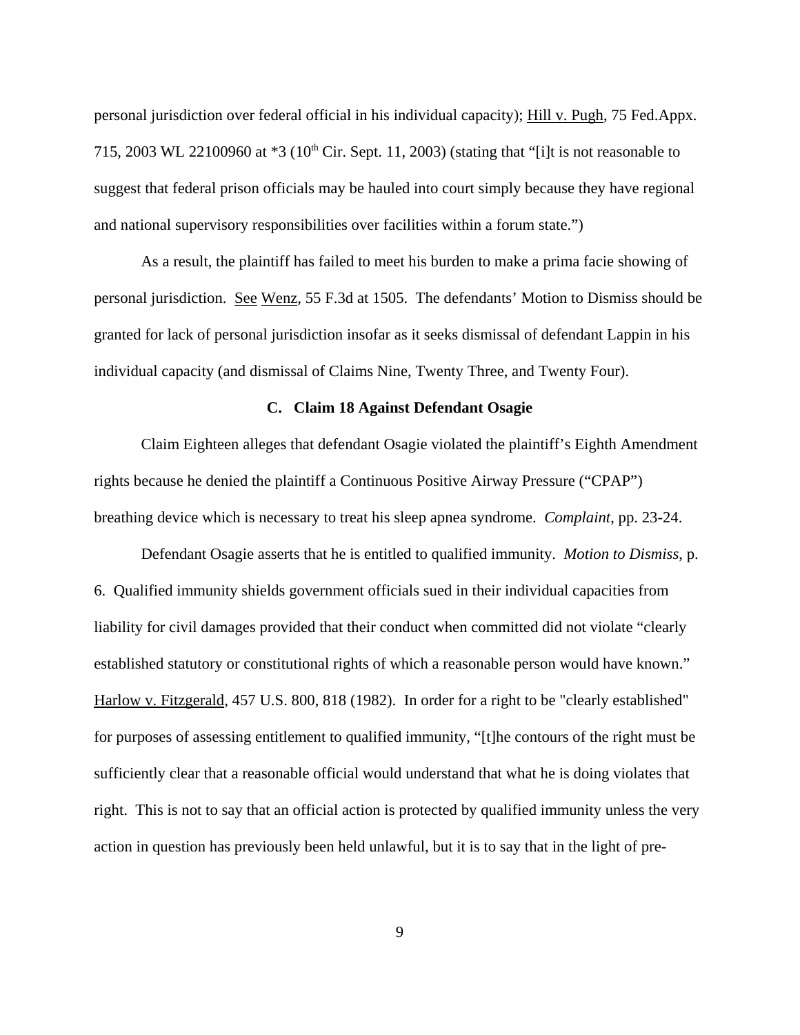personal jurisdiction over federal official in his individual capacity); Hill v. Pugh, 75 Fed.Appx. 715, 2003 WL 22100960 at *3 (10th Cir. Sept. 11, 2003) (stating that "[i]t is not reasonable to suggest that federal prison officials may be hauled into court simply because they have regional and national supervisory responsibilities over facilities within a forum state.")

As a result, the plaintiff has failed to meet his burden to make a prima facie showing of personal jurisdiction. See Wenz, 55 F.3d at 1505. The defendants' Motion to Dismiss should be granted for lack of personal jurisdiction insofar as it seeks dismissal of defendant Lappin in his individual capacity (and dismissal of Claims Nine, Twenty Three, and Twenty Four).

### C. Claim 18 Against Defendant Osagie

Claim Eighteen alleges that defendant Osagie violated the plaintiff's Eighth Amendment rights because he denied the plaintiff a Continuous Positive Airway Pressure ("CPAP") breathing device which is necessary to treat his sleep apnea syndrome. *Complaint*, pp. 23-24.

Defendant Osagie asserts that he is entitled to qualified immunity. *Motion to Dismiss*, p. 6. Qualified immunity shields government officials sued in their individual capacities from liability for civil damages provided that their conduct when committed did not violate "clearly established statutory or constitutional rights of which a reasonable person would have known." Harlow v. Fitzgerald, 457 U.S. 800, 818 (1982). In order for a right to be "clearly established" for purposes of assessing entitlement to qualified immunity, "[t]he contours of the right must be sufficiently clear that a reasonable official would understand that what he is doing violates that right. This is not to say that an official action is protected by qualified immunity unless the very action in question has previously been held unlawful, but it is to say that in the light of pre-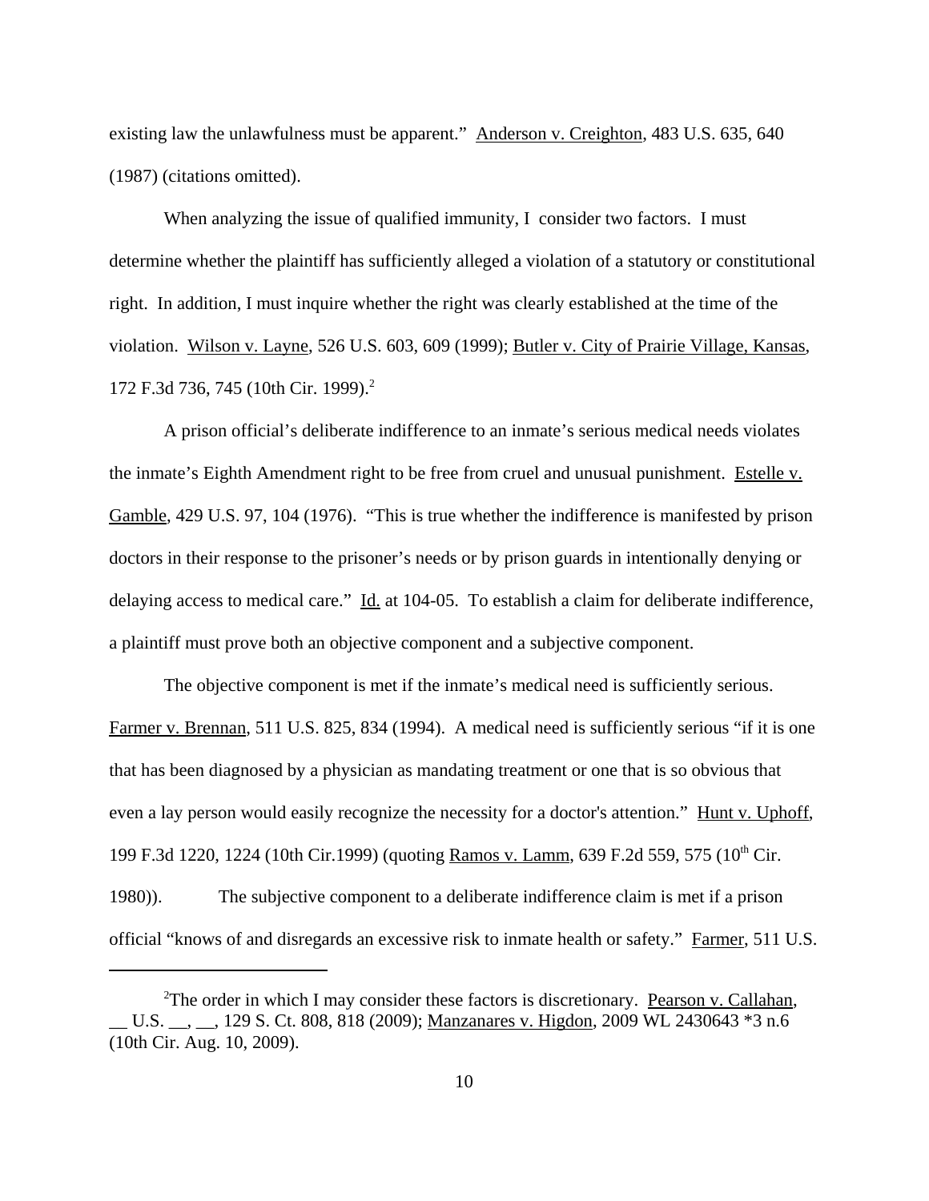existing law the unlawfulness must be apparent." Anderson v. Creighton, 483 U.S. 635, 640 (1987) (citations omitted).

When analyzing the issue of qualified immunity, I consider two factors. I must determine whether the plaintiff has sufficiently alleged a violation of a statutory or constitutional right. In addition, I must inquire whether the right was clearly established at the time of the violation. Wilson v. Layne, 526 U.S. 603, 609 (1999); Butler v. City of Prairie Village, Kansas, 172 F.3d 736, 745 (10th Cir. 1999).[2]

A prison official's deliberate indifference to an inmate's serious medical needs violates the inmate's Eighth Amendment right to be free from cruel and unusual punishment. Estelle v. Gamble, 429 U.S. 97, 104 (1976). "This is true whether the indifference is manifested by prison doctors in their response to the prisoner's needs or by prison guards in intentionally denying or delaying access to medical care." Id. at 104-05. To establish a claim for deliberate indifference, a plaintiff must prove both an objective component and a subjective component.

The objective component is met if the inmate's medical need is sufficiently serious. Farmer v. Brennan, 511 U.S. 825, 834 (1994). A medical need is sufficiently serious "if it is one that has been diagnosed by a physician as mandating treatment or one that is so obvious that even a lay person would easily recognize the necessity for a doctor's attention." Hunt v. Uphoff, 199 F.3d 1220, 1224 (10th Cir.1999) (quoting Ramos v. Lamm, 639 F.2d 559, 575 (10th Cir. 1980)). The subjective component to a deliberate indifference claim is met if a prison official "knows of and disregards an excessive risk to inmate health or safety." Farmer, 511 U.S.

---

[2] The order in which I may consider these factors is discretionary. Pearson v. Callahan, __ U.S. __, __, 129 S. Ct. 808, 818 (2009); Manzanares v. Higdon, 2009 WL 2430643 *3 n.6 (10th Cir. Aug. 10, 2009).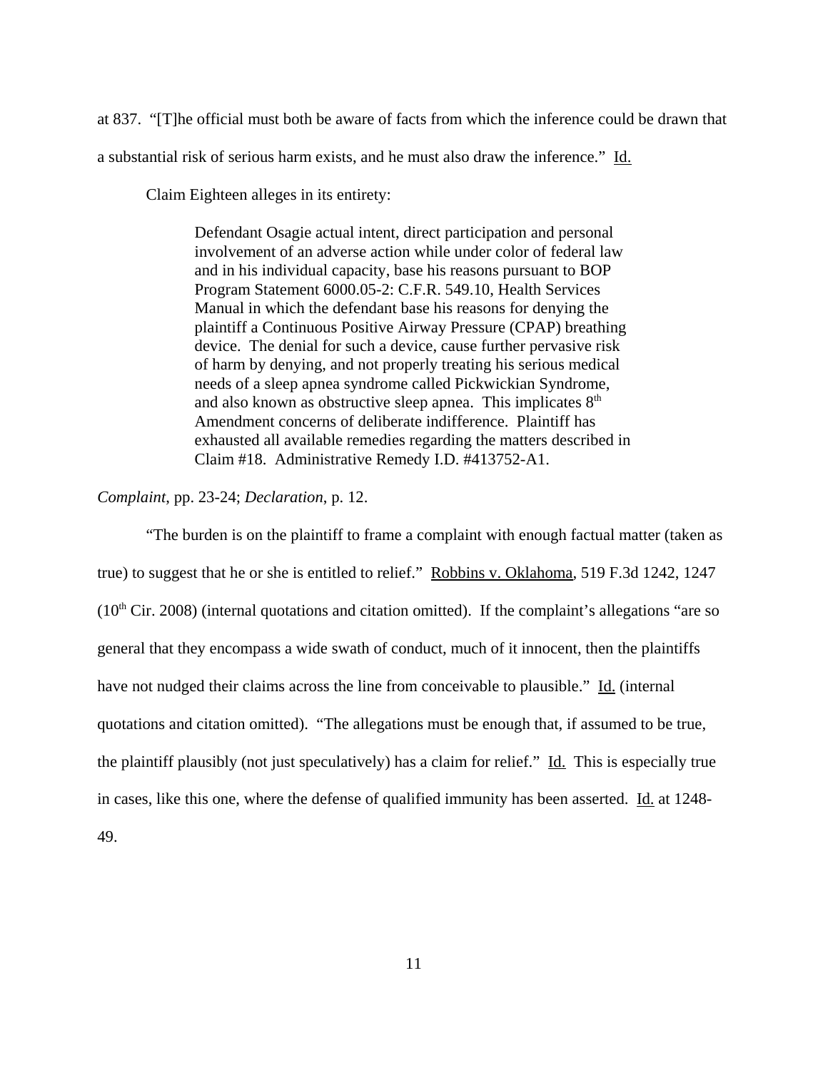at 837. "[T]he official must both be aware of facts from which the inference could be drawn that a substantial risk of serious harm exists, and he must also draw the inference." Id.

Claim Eighteen alleges in its entirety:

> Defendant Osagie actual intent, direct participation and personal involvement of an adverse action while under color of federal law and in his individual capacity, base his reasons pursuant to BOP Program Statement 6000.05-2: C.F.R. 549.10, Health Services Manual in which the defendant base his reasons for denying the plaintiff a Continuous Positive Airway Pressure (CPAP) breathing device. The denial for such a device, cause further pervasive risk of harm by denying, and not properly treating his serious medical needs of a sleep apnea syndrome called Pickwickian Syndrome, and also known as obstructive sleep apnea. This implicates 8th Amendment concerns of deliberate indifference. Plaintiff has exhausted all available remedies regarding the matters described in Claim #18. Administrative Remedy I.D. #413752-A1.

*Complaint*, pp. 23-24; *Declaration*, p. 12.

"The burden is on the plaintiff to frame a complaint with enough factual matter (taken as true) to suggest that he or she is entitled to relief." Robbins v. Oklahoma, 519 F.3d 1242, 1247 (10th Cir. 2008) (internal quotations and citation omitted). If the complaint's allegations "are so general that they encompass a wide swath of conduct, much of it innocent, then the plaintiffs have not nudged their claims across the line from conceivable to plausible." Id. (internal quotations and citation omitted). "The allegations must be enough that, if assumed to be true, the plaintiff plausibly (not just speculatively) has a claim for relief." Id. This is especially true in cases, like this one, where the defense of qualified immunity has been asserted. Id. at 1248-49.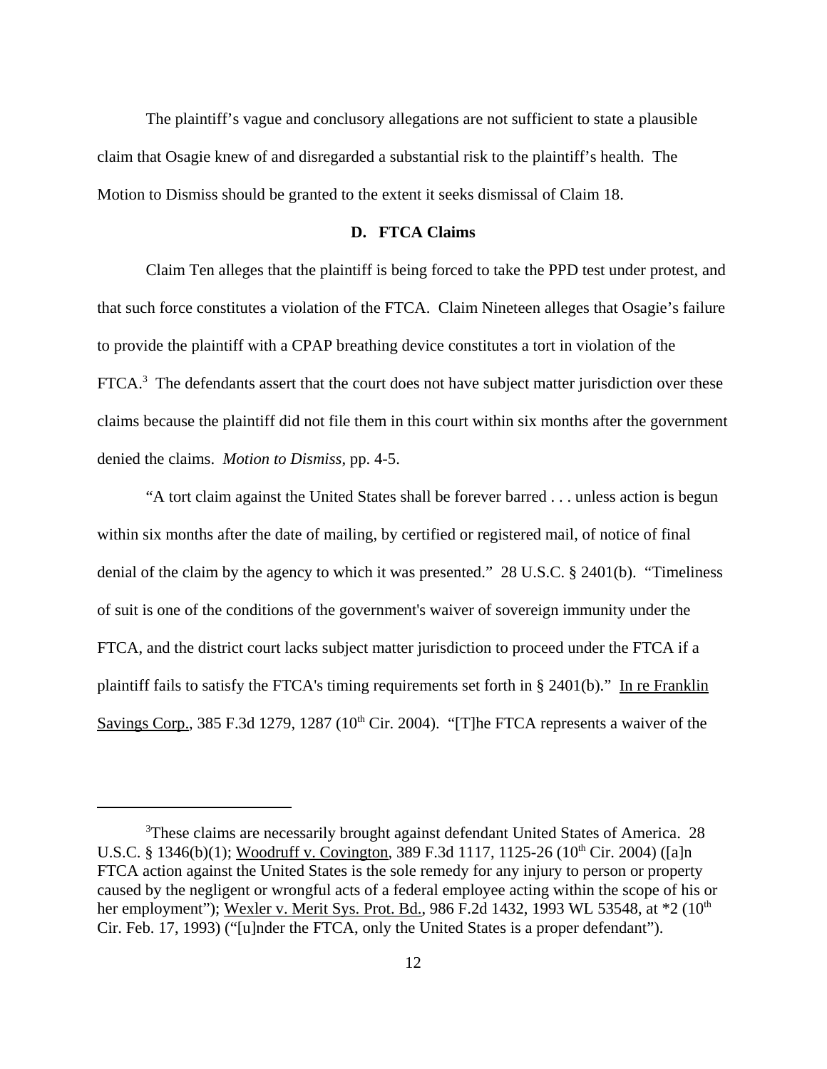The plaintiff's vague and conclusory allegations are not sufficient to state a plausible claim that Osagie knew of and disregarded a substantial risk to the plaintiff's health. The Motion to Dismiss should be granted to the extent it seeks dismissal of Claim 18.

### D. FTCA Claims

Claim Ten alleges that the plaintiff is being forced to take the PPD test under protest, and that such force constitutes a violation of the FTCA. Claim Nineteen alleges that Osagie's failure to provide the plaintiff with a CPAP breathing device constitutes a tort in violation of the FTCA.[3] The defendants assert that the court does not have subject matter jurisdiction over these claims because the plaintiff did not file them in this court within six months after the government denied the claims. *Motion to Dismiss*, pp. 4-5.

"A tort claim against the United States shall be forever barred . . . unless action is begun within six months after the date of mailing, by certified or registered mail, of notice of final denial of the claim by the agency to which it was presented." 28 U.S.C. § 2401(b). "Timeliness of suit is one of the conditions of the government's waiver of sovereign immunity under the FTCA, and the district court lacks subject matter jurisdiction to proceed under the FTCA if a plaintiff fails to satisfy the FTCA's timing requirements set forth in § 2401(b)." In re Franklin Savings Corp., 385 F.3d 1279, 1287 (10th Cir. 2004). "[T]he FTCA represents a waiver of the

---

[3]These claims are necessarily brought against defendant United States of America. 28 U.S.C. § 1346(b)(1); Woodruff v. Covington, 389 F.3d 1117, 1125-26 (10th Cir. 2004) ([a]n FTCA action against the United States is the sole remedy for any injury to person or property caused by the negligent or wrongful acts of a federal employee acting within the scope of his or her employment"); Wexler v. Merit Sys. Prot. Bd., 986 F.2d 1432, 1993 WL 53548, at *2 (10th Cir. Feb. 17, 1993) ("[u]nder the FTCA, only the United States is a proper defendant").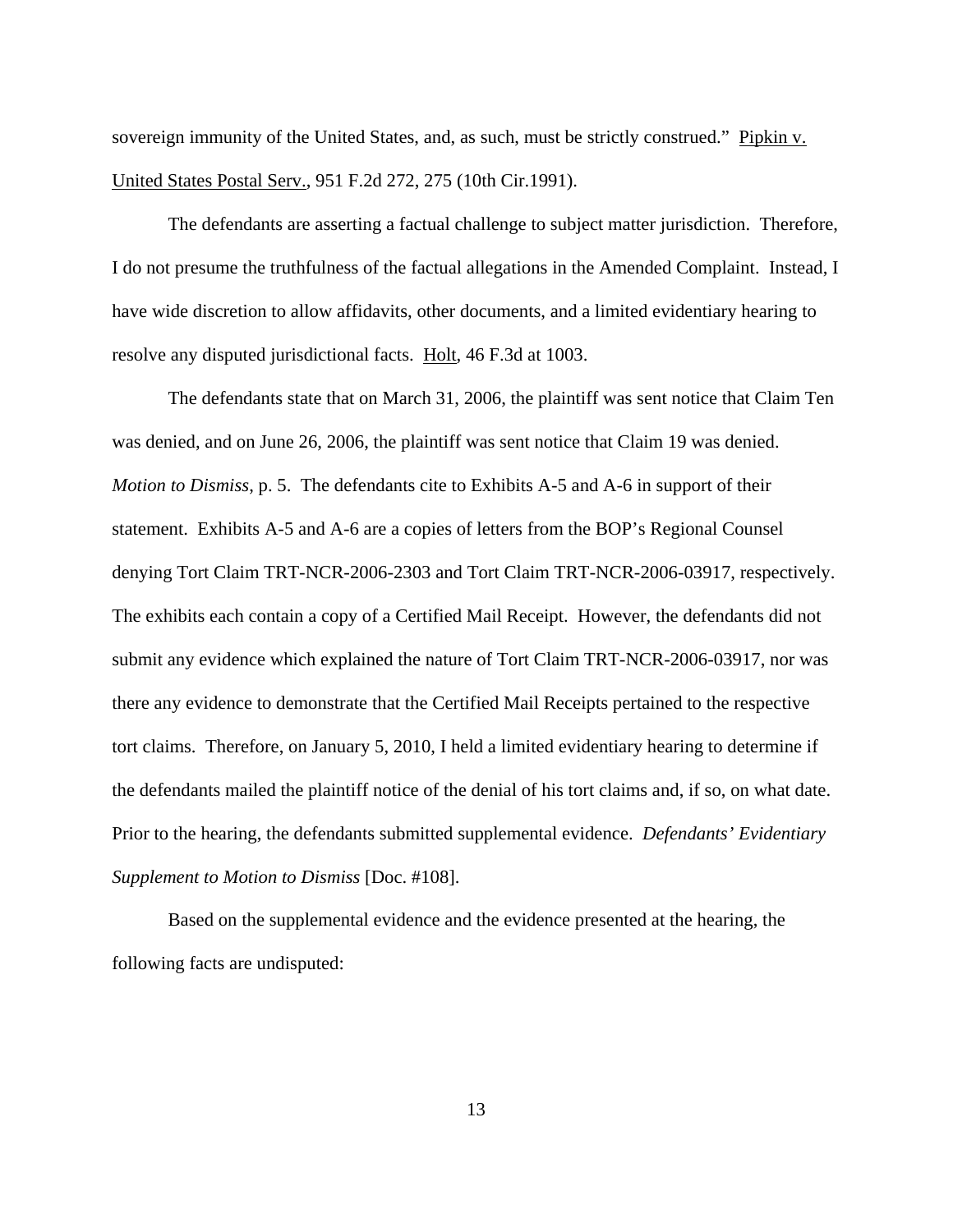sovereign immunity of the United States, and, as such, must be strictly construed." Pipkin v. United States Postal Serv., 951 F.2d 272, 275 (10th Cir.1991).

The defendants are asserting a factual challenge to subject matter jurisdiction. Therefore, I do not presume the truthfulness of the factual allegations in the Amended Complaint. Instead, I have wide discretion to allow affidavits, other documents, and a limited evidentiary hearing to resolve any disputed jurisdictional facts. Holt, 46 F.3d at 1003.

The defendants state that on March 31, 2006, the plaintiff was sent notice that Claim Ten was denied, and on June 26, 2006, the plaintiff was sent notice that Claim 19 was denied. *Motion to Dismiss*, p. 5. The defendants cite to Exhibits A-5 and A-6 in support of their statement. Exhibits A-5 and A-6 are a copies of letters from the BOP's Regional Counsel denying Tort Claim TRT-NCR-2006-2303 and Tort Claim TRT-NCR-2006-03917, respectively. The exhibits each contain a copy of a Certified Mail Receipt. However, the defendants did not submit any evidence which explained the nature of Tort Claim TRT-NCR-2006-03917, nor was there any evidence to demonstrate that the Certified Mail Receipts pertained to the respective tort claims. Therefore, on January 5, 2010, I held a limited evidentiary hearing to determine if the defendants mailed the plaintiff notice of the denial of his tort claims and, if so, on what date. Prior to the hearing, the defendants submitted supplemental evidence. *Defendants' Evidentiary Supplement to Motion to Dismiss* [Doc. #108].

Based on the supplemental evidence and the evidence presented at the hearing, the following facts are undisputed: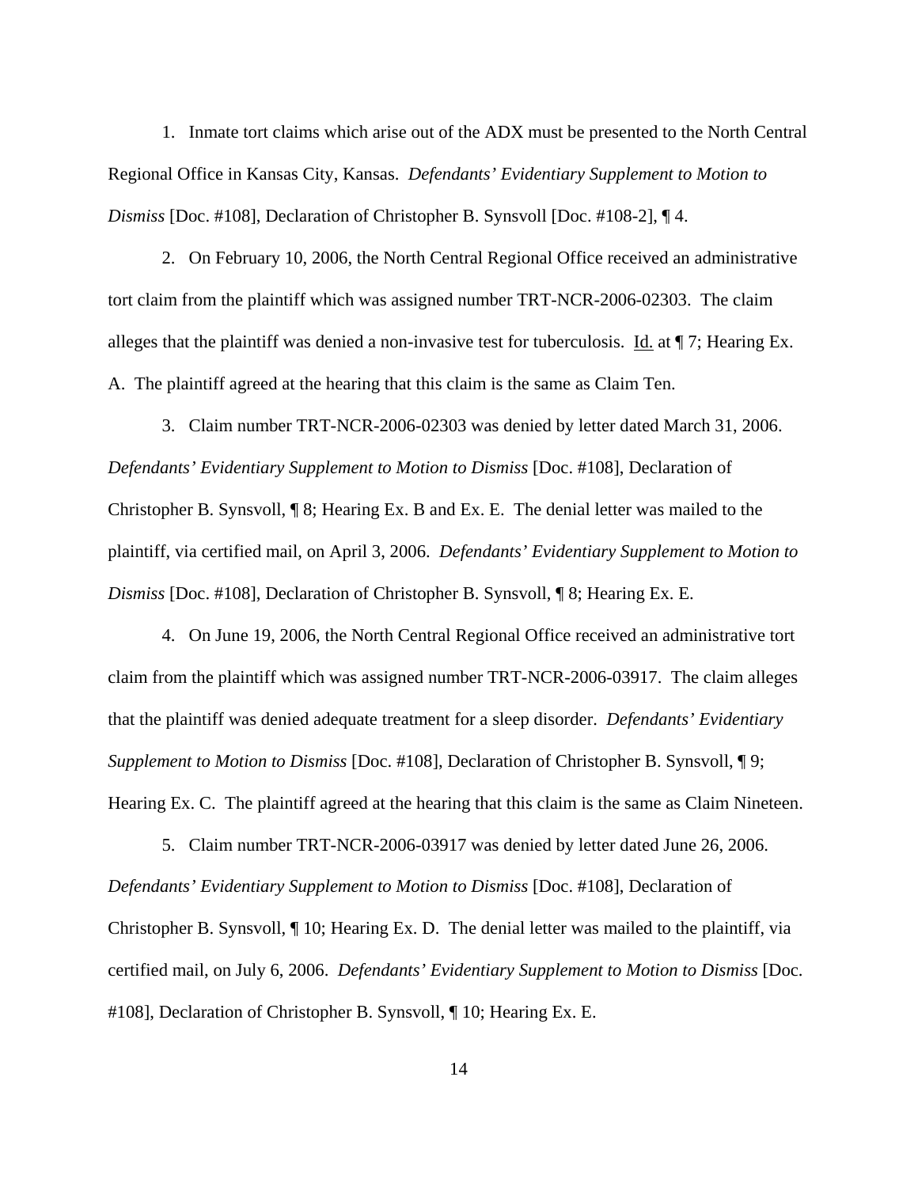1. Inmate tort claims which arise out of the ADX must be presented to the North Central Regional Office in Kansas City, Kansas. *Defendants' Evidentiary Supplement to Motion to Dismiss* [Doc. #108], Declaration of Christopher B. Synsvoll [Doc. #108-2], ¶ 4.

2. On February 10, 2006, the North Central Regional Office received an administrative tort claim from the plaintiff which was assigned number TRT-NCR-2006-02303. The claim alleges that the plaintiff was denied a non-invasive test for tuberculosis. Id. at ¶ 7; Hearing Ex. A. The plaintiff agreed at the hearing that this claim is the same as Claim Ten.

3. Claim number TRT-NCR-2006-02303 was denied by letter dated March 31, 2006. *Defendants' Evidentiary Supplement to Motion to Dismiss* [Doc. #108], Declaration of Christopher B. Synsvoll, ¶ 8; Hearing Ex. B and Ex. E. The denial letter was mailed to the plaintiff, via certified mail, on April 3, 2006. *Defendants' Evidentiary Supplement to Motion to Dismiss* [Doc. #108], Declaration of Christopher B. Synsvoll, ¶ 8; Hearing Ex. E.

4. On June 19, 2006, the North Central Regional Office received an administrative tort claim from the plaintiff which was assigned number TRT-NCR-2006-03917. The claim alleges that the plaintiff was denied adequate treatment for a sleep disorder. *Defendants' Evidentiary Supplement to Motion to Dismiss* [Doc. #108], Declaration of Christopher B. Synsvoll, ¶ 9; Hearing Ex. C. The plaintiff agreed at the hearing that this claim is the same as Claim Nineteen.

5. Claim number TRT-NCR-2006-03917 was denied by letter dated June 26, 2006. *Defendants' Evidentiary Supplement to Motion to Dismiss* [Doc. #108], Declaration of Christopher B. Synsvoll, ¶ 10; Hearing Ex. D. The denial letter was mailed to the plaintiff, via certified mail, on July 6, 2006. *Defendants' Evidentiary Supplement to Motion to Dismiss* [Doc. #108], Declaration of Christopher B. Synsvoll, ¶ 10; Hearing Ex. E.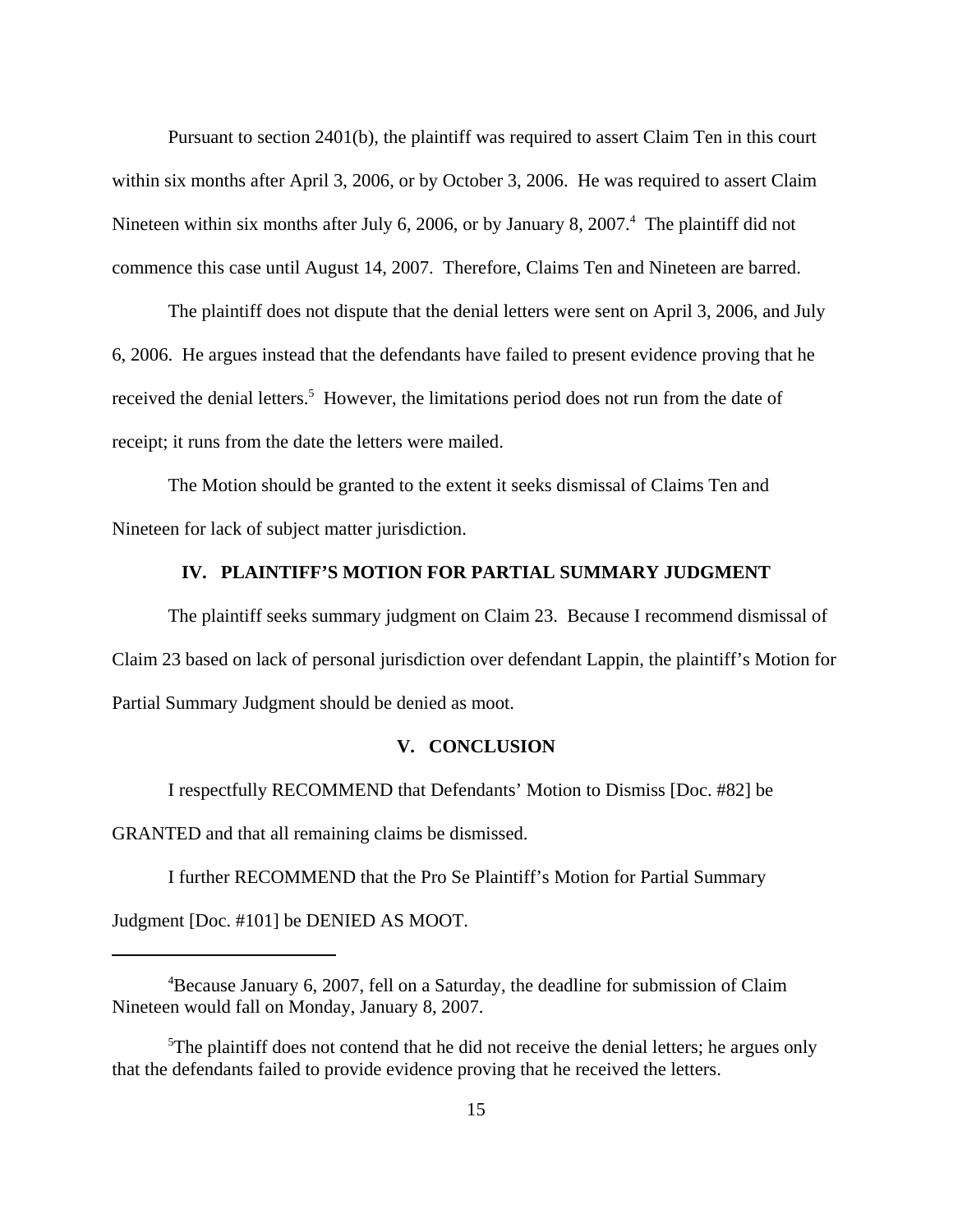Pursuant to section 2401(b), the plaintiff was required to assert Claim Ten in this court within six months after April 3, 2006, or by October 3, 2006. He was required to assert Claim Nineteen within six months after July 6, 2006, or by January 8, 2007.[4] The plaintiff did not commence this case until August 14, 2007. Therefore, Claims Ten and Nineteen are barred.

The plaintiff does not dispute that the denial letters were sent on April 3, 2006, and July 6, 2006. He argues instead that the defendants have failed to present evidence proving that he received the denial letters.[5] However, the limitations period does not run from the date of receipt; it runs from the date the letters were mailed.

The Motion should be granted to the extent it seeks dismissal of Claims Ten and Nineteen for lack of subject matter jurisdiction.

## IV. PLAINTIFF'S MOTION FOR PARTIAL SUMMARY JUDGMENT

The plaintiff seeks summary judgment on Claim 23. Because I recommend dismissal of Claim 23 based on lack of personal jurisdiction over defendant Lappin, the plaintiff's Motion for Partial Summary Judgment should be denied as moot.

## V. CONCLUSION

I respectfully RECOMMEND that Defendants' Motion to Dismiss [Doc. #82] be GRANTED and that all remaining claims be dismissed.

I further RECOMMEND that the Pro Se Plaintiff's Motion for Partial Summary Judgment [Doc. #101] be DENIED AS MOOT.

---

[4]Because January 6, 2007, fell on a Saturday, the deadline for submission of Claim Nineteen would fall on Monday, January 8, 2007.

[5]The plaintiff does not contend that he did not receive the denial letters; he argues only that the defendants failed to provide evidence proving that he received the letters.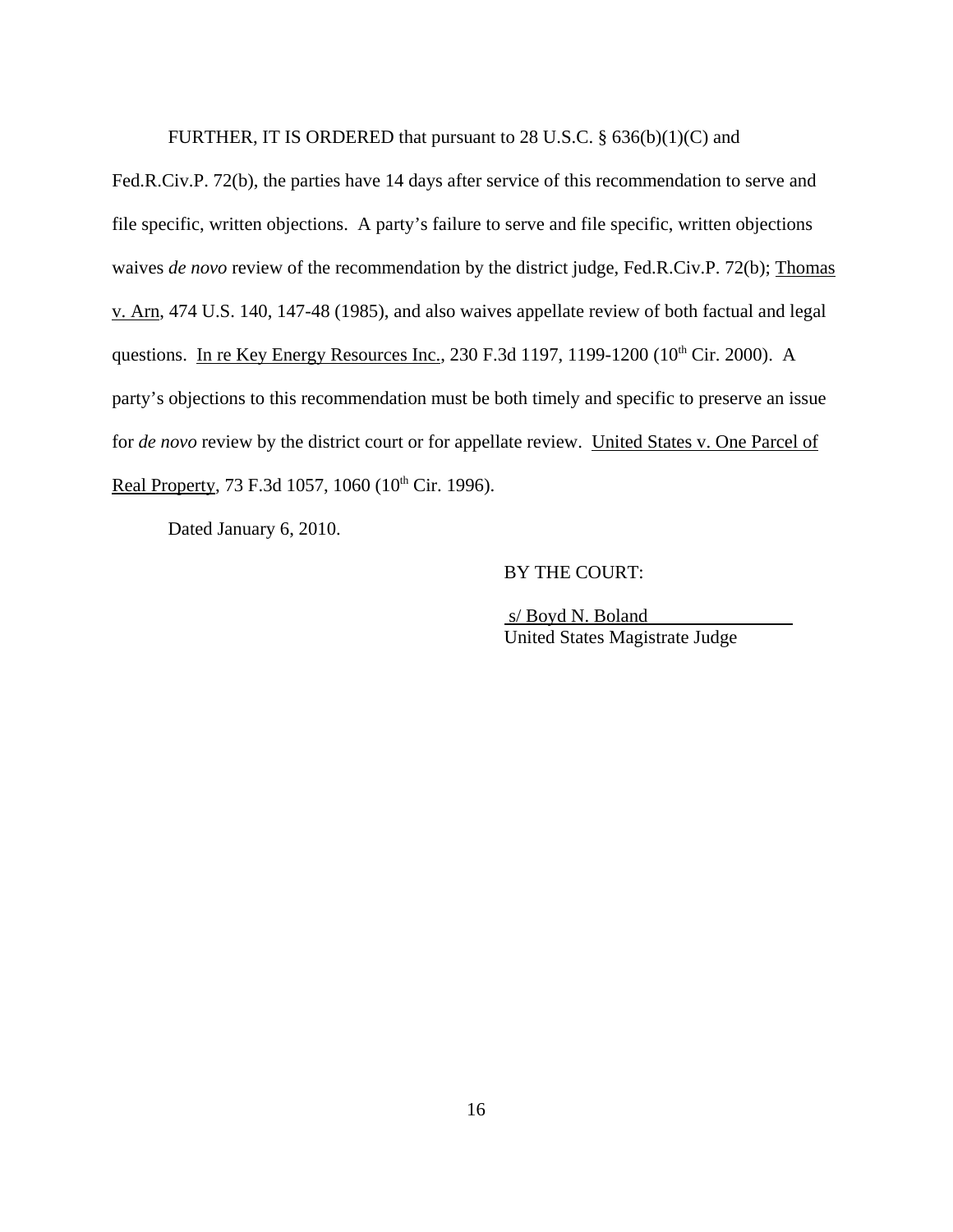FURTHER, IT IS ORDERED that pursuant to 28 U.S.C. § 636(b)(1)(C) and Fed.R.Civ.P. 72(b), the parties have 14 days after service of this recommendation to serve and file specific, written objections. A party's failure to serve and file specific, written objections waives *de novo* review of the recommendation by the district judge, Fed.R.Civ.P. 72(b); Thomas v. Arn, 474 U.S. 140, 147-48 (1985), and also waives appellate review of both factual and legal questions. In re Key Energy Resources Inc., 230 F.3d 1197, 1199-1200 (10th Cir. 2000). A party's objections to this recommendation must be both timely and specific to preserve an issue for *de novo* review by the district court or for appellate review. United States v. One Parcel of Real Property, 73 F.3d 1057, 1060 (10th Cir. 1996).

Dated January 6, 2010.

BY THE COURT:

s/ Boyd N. Boland
United States Magistrate Judge